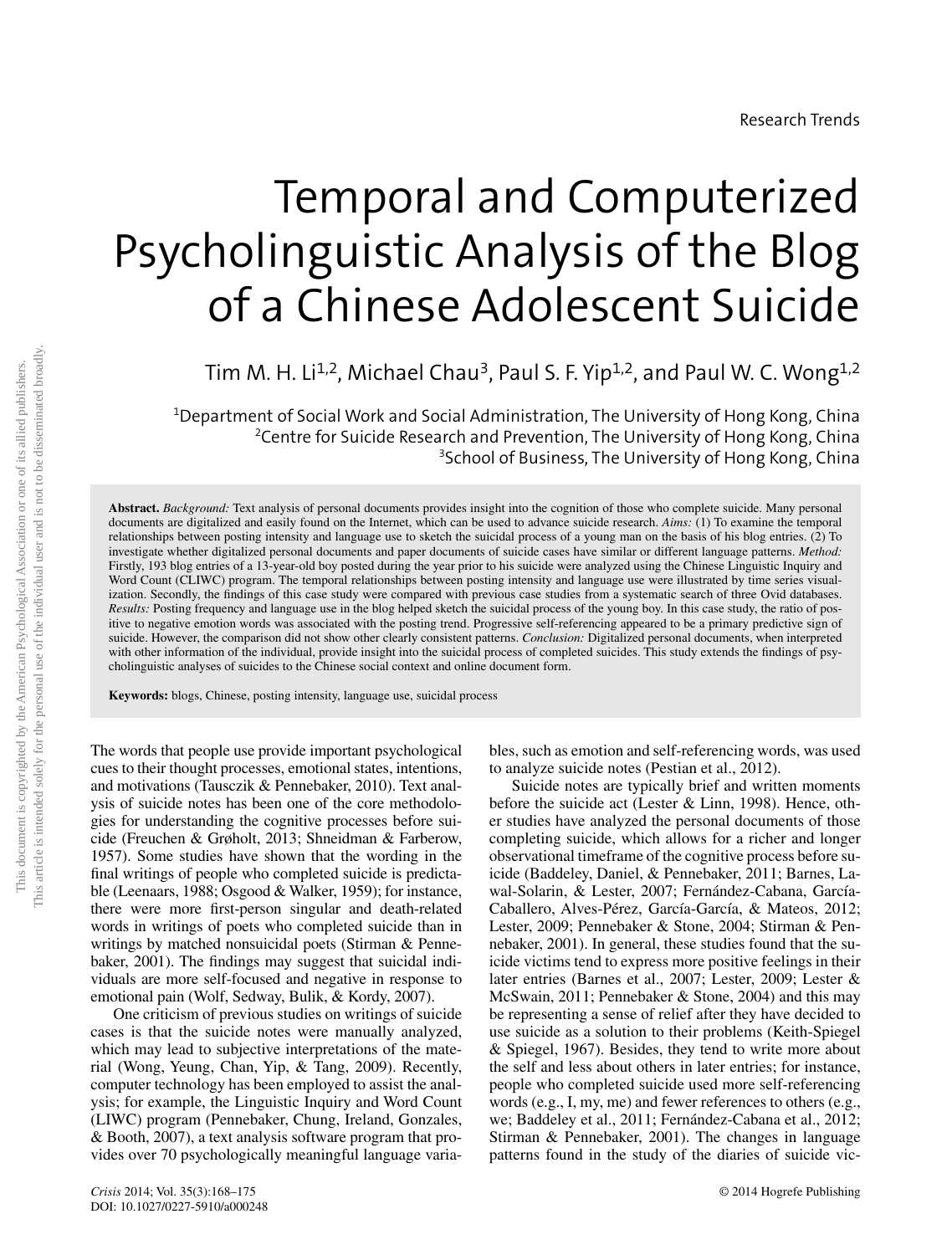Research Trends

# Temporal and Computerized Psycholinguistic Analysis of the Blog of a Chinese Adolescent Suicide

Tim M. H. Li[1,2], Michael Chau[3], Paul S. F. Yip[1,2], and Paul W. C. Wong[1,2]

[1]Department of Social Work and Social Administration, The University of Hong Kong, China
[2]Centre for Suicide Research and Prevention, The University of Hong Kong, China
[3]School of Business, The University of Hong Kong, China

**Abstract.** *Background:* Text analysis of personal documents provides insight into the cognition of those who complete suicide. Many personal documents are digitalized and easily found on the Internet, which can be used to advance suicide research. *Aims:* (1) To examine the temporal relationships between posting intensity and language use to sketch the suicidal process of a young man on the basis of his blog entries. (2) To investigate whether digitalized personal documents and paper documents of suicide cases have similar or different language patterns. *Method:* Firstly, 193 blog entries of a 13-year-old boy posted during the year prior to his suicide were analyzed using the Chinese Linguistic Inquiry and Word Count (CLIWC) program. The temporal relationships between posting intensity and language use were illustrated by time series visualization. Secondly, the findings of this case study were compared with previous case studies from a systematic search of three Ovid databases. *Results:* Posting frequency and language use in the blog helped sketch the suicidal process of the young boy. In this case study, the ratio of positive to negative emotion words was associated with the posting trend. Progressive self-referencing appeared to be a primary predictive sign of suicide. However, the comparison did not show other clearly consistent patterns. *Conclusion:* Digitalized personal documents, when interpreted with other information of the individual, provide insight into the suicidal process of completed suicides. This study extends the findings of psycholinguistic analyses of suicides to the Chinese social context and online document form.

**Keywords:** blogs, Chinese, posting intensity, language use, suicidal process

The words that people use provide important psychological cues to their thought processes, emotional states, intentions, and motivations (Tausczik & Pennebaker, 2010). Text analysis of suicide notes has been one of the core methodologies for understanding the cognitive processes before suicide (Freuchen & Grøholt, 2013; Shneidman & Farberow, 1957). Some studies have shown that the wording in the final writings of people who completed suicide is predictable (Leenaars, 1988; Osgood & Walker, 1959); for instance, there were more first-person singular and death-related words in writings of poets who completed suicide than in writings by matched nonsuicidal poets (Stirman & Pennebaker, 2001). The findings may suggest that suicidal individuals are more self-focused and negative in response to emotional pain (Wolf, Sedway, Bulik, & Kordy, 2007).

One criticism of previous studies on writings of suicide cases is that the suicide notes were manually analyzed, which may lead to subjective interpretations of the material (Wong, Yeung, Chan, Yip, & Tang, 2009). Recently, computer technology has been employed to assist the analysis; for example, the Linguistic Inquiry and Word Count (LIWC) program (Pennebaker, Chung, Ireland, Gonzales, & Booth, 2007), a text analysis software program that provides over 70 psychologically meaningful language variables, such as emotion and self-referencing words, was used to analyze suicide notes (Pestian et al., 2012).

Suicide notes are typically brief and written moments before the suicide act (Lester & Linn, 1998). Hence, other studies have analyzed the personal documents of those completing suicide, which allows for a richer and longer observational timeframe of the cognitive process before suicide (Baddeley, Daniel, & Pennebaker, 2011; Barnes, Lawal-Solarin, & Lester, 2007; Fernández-Cabana, García-Caballero, Alves-Pérez, García-García, & Mateos, 2012; Lester, 2009; Pennebaker & Stone, 2004; Stirman & Pennebaker, 2001). In general, these studies found that the suicide victims tend to express more positive feelings in their later entries (Barnes et al., 2007; Lester, 2009; Lester & McSwain, 2011; Pennebaker & Stone, 2004) and this may be representing a sense of relief after they have decided to use suicide as a solution to their problems (Keith-Spiegel & Spiegel, 1967). Besides, they tend to write more about the self and less about others in later entries; for instance, people who completed suicide used more self-referencing words (e.g., I, my, me) and fewer references to others (e.g., we; Baddeley et al., 2011; Fernández-Cabana et al., 2012; Stirman & Pennebaker, 2001). The changes in language patterns found in the study of the diaries of suicide vic-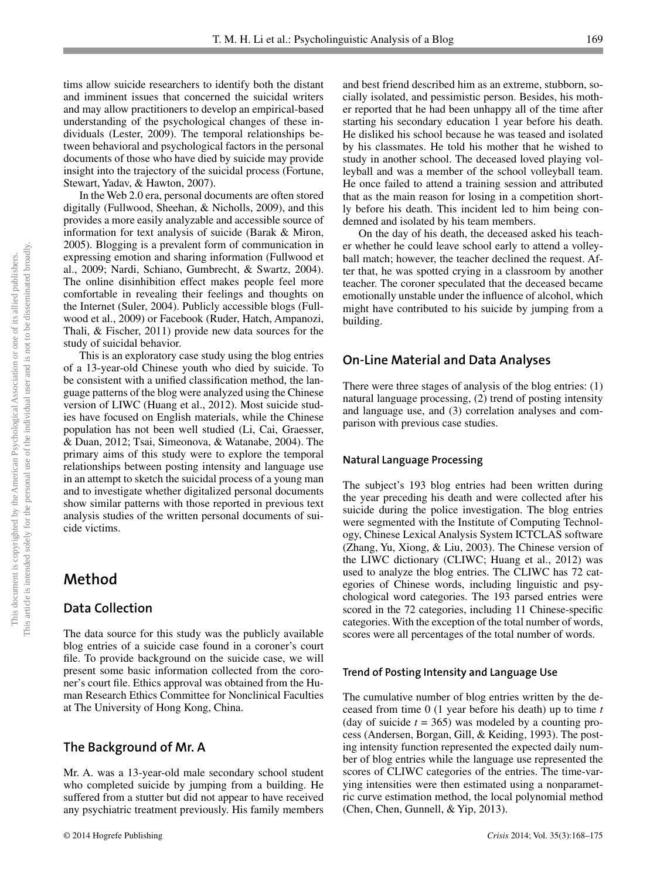tims allow suicide researchers to identify both the distant and imminent issues that concerned the suicidal writers and may allow practitioners to develop an empirical-based understanding of the psychological changes of these individuals (Lester, 2009). The temporal relationships between behavioral and psychological factors in the personal documents of those who have died by suicide may provide insight into the trajectory of the suicidal process (Fortune, Stewart, Yadav, & Hawton, 2007).

In the Web 2.0 era, personal documents are often stored digitally (Fullwood, Sheehan, & Nicholls, 2009), and this provides a more easily analyzable and accessible source of information for text analysis of suicide (Barak & Miron, 2005). Blogging is a prevalent form of communication in expressing emotion and sharing information (Fullwood et al., 2009; Nardi, Schiano, Gumbrecht, & Swartz, 2004). The online disinhibition effect makes people feel more comfortable in revealing their feelings and thoughts on the Internet (Suler, 2004). Publicly accessible blogs (Fullwood et al., 2009) or Facebook (Ruder, Hatch, Ampanozi, Thali, & Fischer, 2011) provide new data sources for the study of suicidal behavior.

This is an exploratory case study using the blog entries of a 13-year-old Chinese youth who died by suicide. To be consistent with a unified classification method, the language patterns of the blog were analyzed using the Chinese version of LIWC (Huang et al., 2012). Most suicide studies have focused on English materials, while the Chinese population has not been well studied (Li, Cai, Graesser, & Duan, 2012; Tsai, Simeonova, & Watanabe, 2004). The primary aims of this study were to explore the temporal relationships between posting intensity and language use in an attempt to sketch the suicidal process of a young man and to investigate whether digitalized personal documents show similar patterns with those reported in previous text analysis studies of the written personal documents of suicide victims.

# Method

## Data Collection

The data source for this study was the publicly available blog entries of a suicide case found in a coroner's court file. To provide background on the suicide case, we will present some basic information collected from the coroner's court file. Ethics approval was obtained from the Human Research Ethics Committee for Nonclinical Faculties at The University of Hong Kong, China.

## The Background of Mr. A

Mr. A. was a 13-year-old male secondary school student who completed suicide by jumping from a building. He suffered from a stutter but did not appear to have received any psychiatric treatment previously. His family members and best friend described him as an extreme, stubborn, socially isolated, and pessimistic person. Besides, his mother reported that he had been unhappy all of the time after starting his secondary education 1 year before his death. He disliked his school because he was teased and isolated by his classmates. He told his mother that he wished to study in another school. The deceased loved playing volleyball and was a member of the school volleyball team. He once failed to attend a training session and attributed that as the main reason for losing in a competition shortly before his death. This incident led to him being condemned and isolated by his team members.

On the day of his death, the deceased asked his teacher whether he could leave school early to attend a volleyball match; however, the teacher declined the request. After that, he was spotted crying in a classroom by another teacher. The coroner speculated that the deceased became emotionally unstable under the influence of alcohol, which might have contributed to his suicide by jumping from a building.

## On-Line Material and Data Analyses

There were three stages of analysis of the blog entries: (1) natural language processing, (2) trend of posting intensity and language use, and (3) correlation analyses and comparison with previous case studies.

### Natural Language Processing

The subject's 193 blog entries had been written during the year preceding his death and were collected after his suicide during the police investigation. The blog entries were segmented with the Institute of Computing Technology, Chinese Lexical Analysis System ICTCLAS software (Zhang, Yu, Xiong, & Liu, 2003). The Chinese version of the LIWC dictionary (CLIWC; Huang et al., 2012) was used to analyze the blog entries. The CLIWC has 72 categories of Chinese words, including linguistic and psychological word categories. The 193 parsed entries were scored in the 72 categories, including 11 Chinese-specific categories. With the exception of the total number of words, scores were all percentages of the total number of words.

### Trend of Posting Intensity and Language Use

The cumulative number of blog entries written by the deceased from time 0 (1 year before his death) up to time $t$ (day of suicide $t = 365$) was modeled by a counting process (Andersen, Borgan, Gill, & Keiding, 1993). The posting intensity function represented the expected daily number of blog entries while the language use represented the scores of CLIWC categories of the entries. The time-varying intensities were then estimated using a nonparametric curve estimation method, the local polynomial method (Chen, Chen, Gunnell, & Yip, 2013).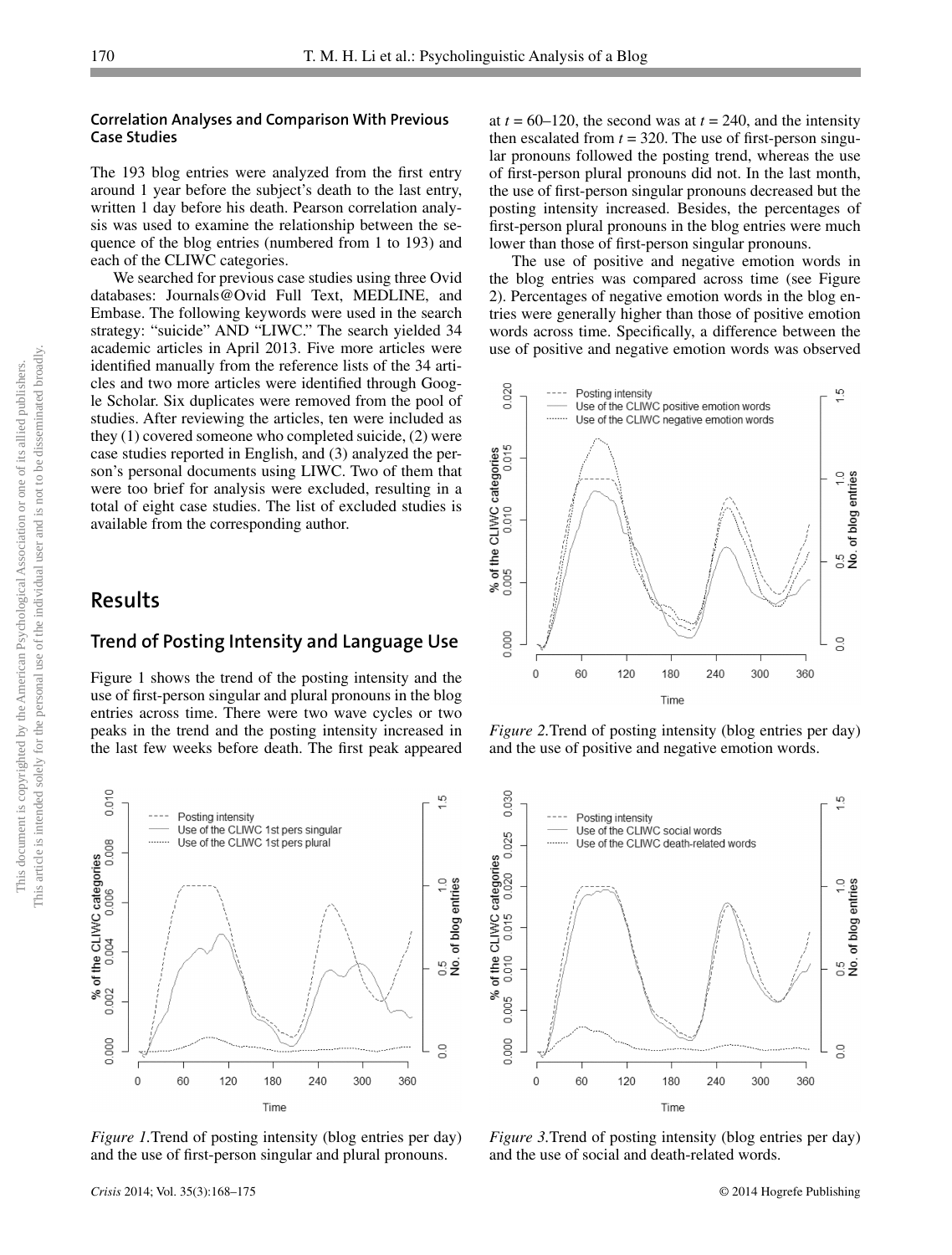### Correlation Analyses and Comparison With Previous Case Studies

The 193 blog entries were analyzed from the first entry around 1 year before the subject's death to the last entry, written 1 day before his death. Pearson correlation analysis was used to examine the relationship between the sequence of the blog entries (numbered from 1 to 193) and each of the CLIWC categories.

We searched for previous case studies using three Ovid databases: Journals@Ovid Full Text, MEDLINE, and Embase. The following keywords were used in the search strategy: "suicide" AND "LIWC." The search yielded 34 academic articles in April 2013. Five more articles were identified manually from the reference lists of the 34 articles and two more articles were identified through Google Scholar. Six duplicates were removed from the pool of studies. After reviewing the articles, ten were included as they (1) covered someone who completed suicide, (2) were case studies reported in English, and (3) analyzed the person's personal documents using LIWC. Two of them that were too brief for analysis were excluded, resulting in a total of eight case studies. The list of excluded studies is available from the corresponding author.

# Results

## Trend of Posting Intensity and Language Use

Figure 1 shows the trend of the posting intensity and the use of first-person singular and plural pronouns in the blog entries across time. There were two wave cycles or two peaks in the trend and the posting intensity increased in the last few weeks before death. The first peak appeared at $t = 60–120$, the second was at $t = 240$, and the intensity then escalated from $t = 320$. The use of first-person singular pronouns followed the posting trend, whereas the use of first-person plural pronouns did not. In the last month, the use of first-person singular pronouns decreased but the posting intensity increased. Besides, the percentages of first-person plural pronouns in the blog entries were much lower than those of first-person singular pronouns.

The use of positive and negative emotion words in the blog entries was compared across time (see Figure 2). Percentages of negative emotion words in the blog entries were generally higher than those of positive emotion words across time. Specifically, a difference between the use of positive and negative emotion words was observed

*Figure 2.* Trend of posting intensity (blog entries per day) and the use of positive and negative emotion words.

*Figure 1.* Trend of posting intensity (blog entries per day) and the use of first-person singular and plural pronouns.

*Figure 3.* Trend of posting intensity (blog entries per day) and the use of social and death-related words.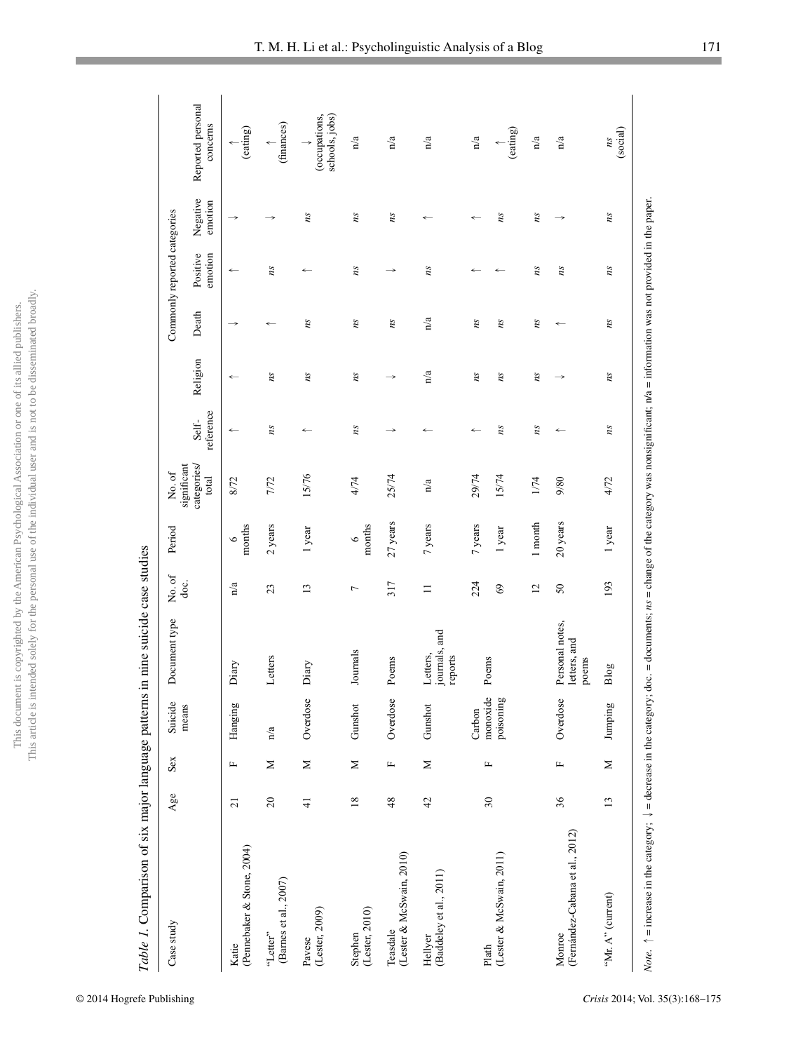*Table 1.* Comparison of six major language patterns in nine suicide case studies

| Case study | Age | Sex | Suicide means | Document type | No. of doc. | Period | No. of significant categories/ total | Commonly reported categories | | | | | | Reported personal concerns |
|---|---|---|---|---|---|---|---|---|---|---|---|---|---|---|
| | | | | | | | | Self-reference | Religion | Death | Positive emotion | Negative emotion | | |
| Katie (Pennebaker & Stone, 2004) | 21 | F | Hanging | Diary | n/a | 6 months | 8/72 | ↑ | ↑ | ↓ | ↑ | ↓ | | ↑ (eating) |
| "Letter" (Barnes et al., 2007) | 20 | M | n/a | Letters | 23 | 2 years | 7/72 | *ns* | *ns* | ↑ | *ns* | ↓ | | ↑ (finances) |
| Pavese (Lester, 2009) | 41 | M | Overdose | Diary | 13 | 1 year | 15/76 | ↑ | *ns* | *ns* | ↑ | *ns* | | ↓ (occupations, schools, jobs) |
| Stephen (Lester, 2010) | 18 | M | Gunshot | Journals | 7 | 6 months | 4/74 | *ns* | *ns* | *ns* | *ns* | *ns* | | n/a |
| Teasdale (Lester & McSwain, 2010) | 48 | F | Overdose | Poems | 317 | 27 years | 25/74 | ↓ | ↓ | *ns* | ↓ | *ns* | | n/a |
| Hellyer (Baddeley et al., 2011) | 42 | M | Gunshot | Letters, journals, and reports | 11 | 7 years | n/a | ↑ | n/a | n/a | *ns* | ↑ | | n/a |
| Plath (Lester & McSwain, 2011) | 30 | F | Carbon monoxide poisoning | Poems | 224 | 7 years | 29/74 | ↑ | *ns* | *ns* | ↑ | ↑ | | n/a |
| | | | | | 69 | 1 year | 15/74 | *ns* | *ns* | *ns* | ↑ | *ns* | | ↑ (eating) |
| | | | | | 12 | 1 month | 1/74 | *ns* | *ns* | *ns* | *ns* | *ns* | | n/a |
| Monroe (Fernández-Cabana et al., 2012) | 36 | F | Overdose | Personal notes, letters, and poems | 50 | 20 years | 9/80 | ↑ | ↓ | ↑ | *ns* | ↓ | | n/a |
| "Mr. A" (current) | 13 | M | Jumping | Blog | 193 | 1 year | 4/72 | *ns* | *ns* | *ns* | *ns* | *ns* | | *ns* (social) |

*Note.* ↑ = increase in the category; ↓ = decrease in the category; doc. = documents; *ns* = change of the category was nonsignificant; n/a = information was not provided in the paper.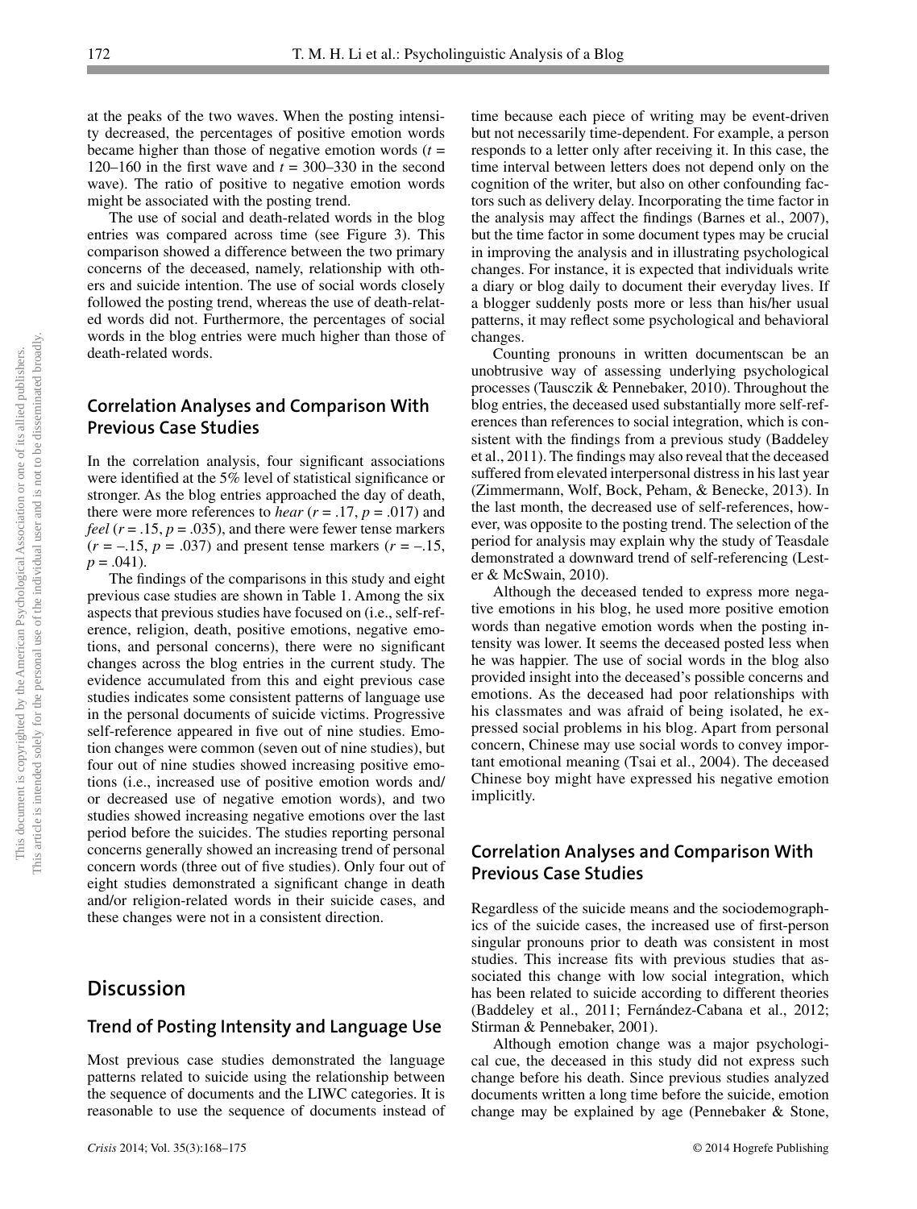at the peaks of the two waves. When the posting intensity decreased, the percentages of positive emotion words became higher than those of negative emotion words ($t$ = 120–160 in the first wave and $t$ = 300–330 in the second wave). The ratio of positive to negative emotion words might be associated with the posting trend.

The use of social and death-related words in the blog entries was compared across time (see Figure 3). This comparison showed a difference between the two primary concerns of the deceased, namely, relationship with others and suicide intention. The use of social words closely followed the posting trend, whereas the use of death-related words did not. Furthermore, the percentages of social words in the blog entries were much higher than those of death-related words.

### Correlation Analyses and Comparison With Previous Case Studies

In the correlation analysis, four significant associations were identified at the 5% level of statistical significance or stronger. As the blog entries approached the day of death, there were more references to *hear* ($r$ = .17, $p$ = .017) and *feel* ($r$ = .15, $p$ = .035), and there were fewer tense markers ($r$ = –.15, $p$ = .037) and present tense markers ($r$ = –.15, $p$ = .041).

The findings of the comparisons in this study and eight previous case studies are shown in Table 1. Among the six aspects that previous studies have focused on (i.e., self-reference, religion, death, positive emotions, negative emotions, and personal concerns), there were no significant changes across the blog entries in the current study. The evidence accumulated from this and eight previous case studies indicates some consistent patterns of language use in the personal documents of suicide victims. Progressive self-reference appeared in five out of nine studies. Emotion changes were common (seven out of nine studies), but four out of nine studies showed increasing positive emotions (i.e., increased use of positive emotion words and/or decreased use of negative emotion words), and two studies showed increasing negative emotions over the last period before the suicides. The studies reporting personal concerns generally showed an increasing trend of personal concern words (three out of five studies). Only four out of eight studies demonstrated a significant change in death and/or religion-related words in their suicide cases, and these changes were not in a consistent direction.

## Discussion

### Trend of Posting Intensity and Language Use

Most previous case studies demonstrated the language patterns related to suicide using the relationship between the sequence of documents and the LIWC categories. It is reasonable to use the sequence of documents instead of time because each piece of writing may be event-driven but not necessarily time-dependent. For example, a person responds to a letter only after receiving it. In this case, the time interval between letters does not depend only on the cognition of the writer, but also on other confounding factors such as delivery delay. Incorporating the time factor in the analysis may affect the findings (Barnes et al., 2007), but the time factor in some document types may be crucial in improving the analysis and in illustrating psychological changes. For instance, it is expected that individuals write a diary or blog daily to document their everyday lives. If a blogger suddenly posts more or less than his/her usual patterns, it may reflect some psychological and behavioral changes.

Counting pronouns in written documentscan be an unobtrusive way of assessing underlying psychological processes (Tausczik & Pennebaker, 2010). Throughout the blog entries, the deceased used substantially more self-references than references to social integration, which is consistent with the findings from a previous study (Baddeley et al., 2011). The findings may also reveal that the deceased suffered from elevated interpersonal distress in his last year (Zimmermann, Wolf, Bock, Peham, & Benecke, 2013). In the last month, the decreased use of self-references, however, was opposite to the posting trend. The selection of the period for analysis may explain why the study of Teasdale demonstrated a downward trend of self-referencing (Lester & McSwain, 2010).

Although the deceased tended to express more negative emotions in his blog, he used more positive emotion words than negative emotion words when the posting intensity was lower. It seems the deceased posted less when he was happier. The use of social words in the blog also provided insight into the deceased's possible concerns and emotions. As the deceased had poor relationships with his classmates and was afraid of being isolated, he expressed social problems in his blog. Apart from personal concern, Chinese may use social words to convey important emotional meaning (Tsai et al., 2004). The deceased Chinese boy might have expressed his negative emotion implicitly.

### Correlation Analyses and Comparison With Previous Case Studies

Regardless of the suicide means and the sociodemographics of the suicide cases, the increased use of first-person singular pronouns prior to death was consistent in most studies. This increase fits with previous studies that associated this change with low social integration, which has been related to suicide according to different theories (Baddeley et al., 2011; Fernández-Cabana et al., 2012; Stirman & Pennebaker, 2001).

Although emotion change was a major psychological cue, the deceased in this study did not express such change before his death. Since previous studies analyzed documents written a long time before the suicide, emotion change may be explained by age (Pennebaker & Stone,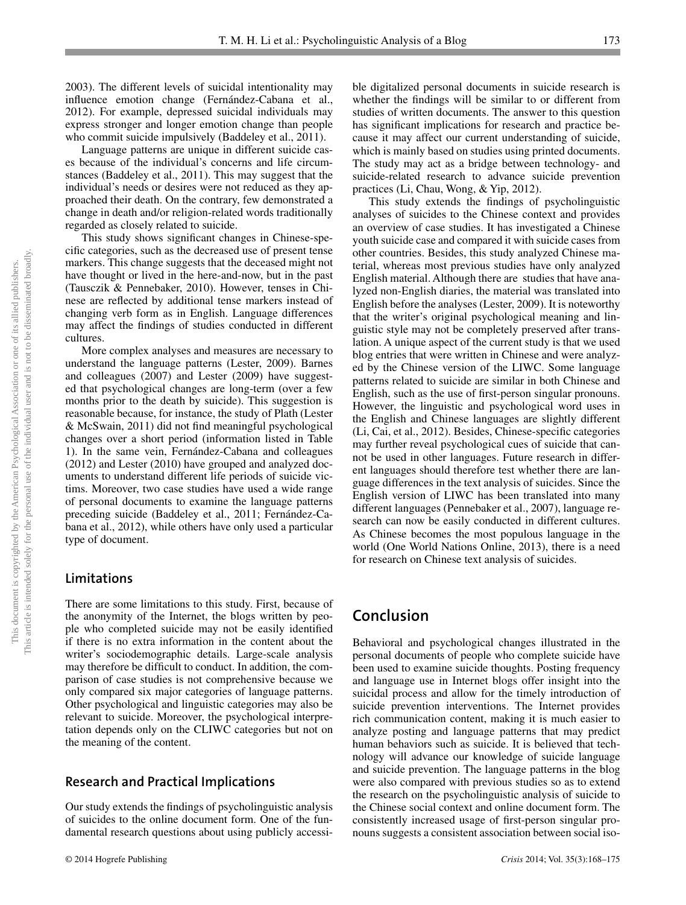2003). The different levels of suicidal intentionality may influence emotion change (Fernández-Cabana et al., 2012). For example, depressed suicidal individuals may express stronger and longer emotion change than people who commit suicide impulsively (Baddeley et al., 2011).

Language patterns are unique in different suicide cases because of the individual's concerns and life circumstances (Baddeley et al., 2011). This may suggest that the individual's needs or desires were not reduced as they approached their death. On the contrary, few demonstrated a change in death and/or religion-related words traditionally regarded as closely related to suicide.

This study shows significant changes in Chinese-specific categories, such as the decreased use of present tense markers. This change suggests that the deceased might not have thought or lived in the here-and-now, but in the past (Tausczik & Pennebaker, 2010). However, tenses in Chinese are reflected by additional tense markers instead of changing verb form as in English. Language differences may affect the findings of studies conducted in different cultures.

More complex analyses and measures are necessary to understand the language patterns (Lester, 2009). Barnes and colleagues (2007) and Lester (2009) have suggested that psychological changes are long-term (over a few months prior to the death by suicide). This suggestion is reasonable because, for instance, the study of Plath (Lester & McSwain, 2011) did not find meaningful psychological changes over a short period (information listed in Table 1). In the same vein, Fernández-Cabana and colleagues (2012) and Lester (2010) have grouped and analyzed documents to understand different life periods of suicide victims. Moreover, two case studies have used a wide range of personal documents to examine the language patterns preceding suicide (Baddeley et al., 2011; Fernández-Cabana et al., 2012), while others have only used a particular type of document.

### Limitations

There are some limitations to this study. First, because of the anonymity of the Internet, the blogs written by people who completed suicide may not be easily identified if there is no extra information in the content about the writer's sociodemographic details. Large-scale analysis may therefore be difficult to conduct. In addition, the comparison of case studies is not comprehensive because we only compared six major categories of language patterns. Other psychological and linguistic categories may also be relevant to suicide. Moreover, the psychological interpretation depends only on the CLIWC categories but not on the meaning of the content.

### Research and Practical Implications

Our study extends the findings of psycholinguistic analysis of suicides to the online document form. One of the fundamental research questions about using publicly accessible digitalized personal documents in suicide research is whether the findings will be similar to or different from studies of written documents. The answer to this question has significant implications for research and practice because it may affect our current understanding of suicide, which is mainly based on studies using printed documents. The study may act as a bridge between technology- and suicide-related research to advance suicide prevention practices (Li, Chau, Wong, & Yip, 2012).

This study extends the findings of psycholinguistic analyses of suicides to the Chinese context and provides an overview of case studies. It has investigated a Chinese youth suicide case and compared it with suicide cases from other countries. Besides, this study analyzed Chinese material, whereas most previous studies have only analyzed English material. Although there are studies that have analyzed non-English diaries, the material was translated into English before the analyses (Lester, 2009). It is noteworthy that the writer's original psychological meaning and linguistic style may not be completely preserved after translation. A unique aspect of the current study is that we used blog entries that were written in Chinese and were analyzed by the Chinese version of the LIWC. Some language patterns related to suicide are similar in both Chinese and English, such as the use of first-person singular pronouns. However, the linguistic and psychological word uses in the English and Chinese languages are slightly different (Li, Cai, et al., 2012). Besides, Chinese-specific categories may further reveal psychological cues of suicide that cannot be used in other languages. Future research in different languages should therefore test whether there are language differences in the text analysis of suicides. Since the English version of LIWC has been translated into many different languages (Pennebaker et al., 2007), language research can now be easily conducted in different cultures. As Chinese becomes the most populous language in the world (One World Nations Online, 2013), there is a need for research on Chinese text analysis of suicides.

## Conclusion

Behavioral and psychological changes illustrated in the personal documents of people who complete suicide have been used to examine suicide thoughts. Posting frequency and language use in Internet blogs offer insight into the suicidal process and allow for the timely introduction of suicide prevention interventions. The Internet provides rich communication content, making it is much easier to analyze posting and language patterns that may predict human behaviors such as suicide. It is believed that technology will advance our knowledge of suicide language and suicide prevention. The language patterns in the blog were also compared with previous studies so as to extend the research on the psycholinguistic analysis of suicide to the Chinese social context and online document form. The consistently increased usage of first-person singular pronouns suggests a consistent association between social iso-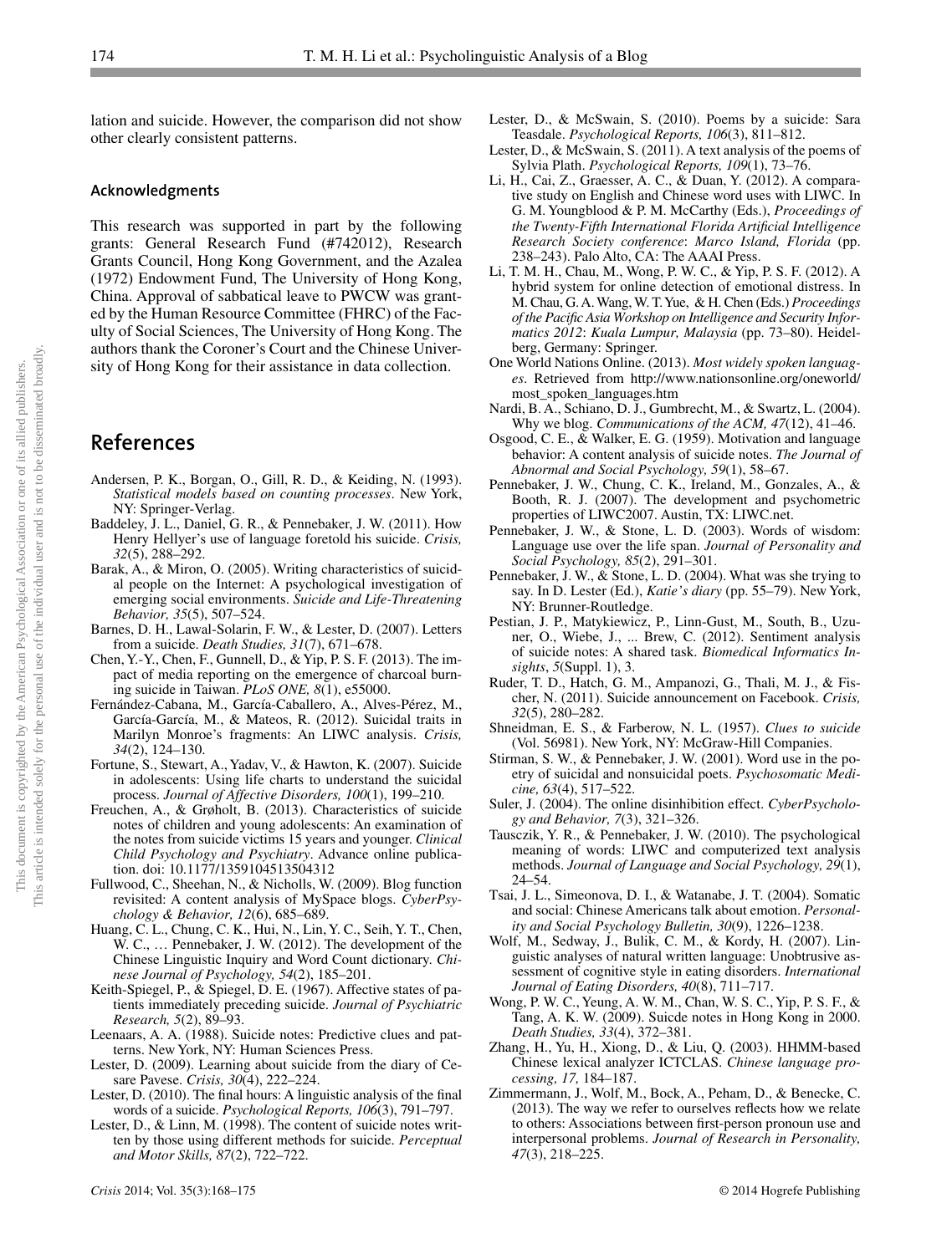lation and suicide. However, the comparison did not show other clearly consistent patterns.

### Acknowledgments

This research was supported in part by the following grants: General Research Fund (#742012), Research Grants Council, Hong Kong Government, and the Azalea (1972) Endowment Fund, The University of Hong Kong, China. Approval of sabbatical leave to PWCW was granted by the Human Resource Committee (FHRC) of the Faculty of Social Sciences, The University of Hong Kong. The authors thank the Coroner's Court and the Chinese University of Hong Kong for their assistance in data collection.

## References

Andersen, P. K., Borgan, O., Gill, R. D., & Keiding, N. (1993). *Statistical models based on counting processes*. New York, NY: Springer-Verlag.

Baddeley, J. L., Daniel, G. R., & Pennebaker, J. W. (2011). How Henry Hellyer's use of language foretold his suicide. *Crisis, 32*(5), 288–292.

Barak, A., & Miron, O. (2005). Writing characteristics of suicidal people on the Internet: A psychological investigation of emerging social environments. *Suicide and Life-Threatening Behavior, 35*(5), 507–524.

Barnes, D. H., Lawal-Solarin, F. W., & Lester, D. (2007). Letters from a suicide. *Death Studies, 31*(7), 671–678.

Chen, Y.-Y., Chen, F., Gunnell, D., & Yip, P. S. F. (2013). The impact of media reporting on the emergence of charcoal burning suicide in Taiwan. *PLoS ONE, 8*(1), e55000.

Fernández-Cabana, M., García-Caballero, A., Alves-Pérez, M., García-García, M., & Mateos, R. (2012). Suicidal traits in Marilyn Monroe's fragments: An LIWC analysis. *Crisis, 34*(2), 124–130.

Fortune, S., Stewart, A., Yadav, V., & Hawton, K. (2007). Suicide in adolescents: Using life charts to understand the suicidal process. *Journal of Affective Disorders, 100*(1), 199–210.

Freuchen, A., & Grøholt, B. (2013). Characteristics of suicide notes of children and young adolescents: An examination of the notes from suicide victims 15 years and younger. *Clinical Child Psychology and Psychiatry*. Advance online publication. doi: 10.1177/1359104513504312

Fullwood, C., Sheehan, N., & Nicholls, W. (2009). Blog function revisited: A content analysis of MySpace blogs. *CyberPsychology & Behavior, 12*(6), 685–689.

Huang, C. L., Chung, C. K., Hui, N., Lin, Y. C., Seih, Y. T., Chen, W. C., … Pennebaker, J. W. (2012). The development of the Chinese Linguistic Inquiry and Word Count dictionary. *Chinese Journal of Psychology, 54*(2), 185–201.

Keith-Spiegel, P., & Spiegel, D. E. (1967). Affective states of patients immediately preceding suicide. *Journal of Psychiatric Research, 5*(2), 89–93.

Leenaars, A. A. (1988). Suicide notes: Predictive clues and patterns. New York, NY: Human Sciences Press.

Lester, D. (2009). Learning about suicide from the diary of Cesare Pavese. *Crisis, 30*(4), 222–224.

Lester, D. (2010). The final hours: A linguistic analysis of the final words of a suicide. *Psychological Reports, 106*(3), 791–797.

Lester, D., & Linn, M. (1998). The content of suicide notes written by those using different methods for suicide. *Perceptual and Motor Skills, 87*(2), 722–722.

Lester, D., & McSwain, S. (2010). Poems by a suicide: Sara Teasdale. *Psychological Reports, 106*(3), 811–812.

Lester, D., & McSwain, S. (2011). A text analysis of the poems of Sylvia Plath. *Psychological Reports, 109*(1), 73–76.

Li, H., Cai, Z., Graesser, A. C., & Duan, Y. (2012). A comparative study on English and Chinese word uses with LIWC. In G. M. Youngblood & P. M. McCarthy (Eds.), *Proceedings of the Twenty-Fifth International Florida Artificial Intelligence Research Society conference*: *Marco Island, Florida* (pp. 238–243). Palo Alto, CA: The AAAI Press.

Li, T. M. H., Chau, M., Wong, P. W. C., & Yip, P. S. F. (2012). A hybrid system for online detection of emotional distress. In M. Chau, G. A. Wang, W. T. Yue, & H. Chen (Eds.) *Proceedings of the Pacific Asia Workshop on Intelligence and Security Informatics 2012*: *Kuala Lumpur, Malaysia* (pp. 73–80). Heidelberg, Germany: Springer.

One World Nations Online. (2013). *Most widely spoken languages*. Retrieved from http://www.nationsonline.org/oneworld/most_spoken_languages.htm

Nardi, B. A., Schiano, D. J., Gumbrecht, M., & Swartz, L. (2004). Why we blog. *Communications of the ACM, 47*(12), 41–46.

Osgood, C. E., & Walker, E. G. (1959). Motivation and language behavior: A content analysis of suicide notes. *The Journal of Abnormal and Social Psychology, 59*(1), 58–67.

Pennebaker, J. W., Chung, C. K., Ireland, M., Gonzales, A., & Booth, R. J. (2007). The development and psychometric properties of LIWC2007. Austin, TX: LIWC.net.

Pennebaker, J. W., & Stone, L. D. (2003). Words of wisdom: Language use over the life span. *Journal of Personality and Social Psychology, 85*(2), 291–301.

Pennebaker, J. W., & Stone, L. D. (2004). What was she trying to say. In D. Lester (Ed.), *Katie's diary* (pp. 55–79). New York, NY: Brunner-Routledge.

Pestian, J. P., Matykiewicz, P., Linn-Gust, M., South, B., Uzuner, O., Wiebe, J., ... Brew, C. (2012). Sentiment analysis of suicide notes: A shared task. *Biomedical Informatics Insights*, *5*(Suppl. 1), 3.

Ruder, T. D., Hatch, G. M., Ampanozi, G., Thali, M. J., & Fischer, N. (2011). Suicide announcement on Facebook. *Crisis, 32*(5), 280–282.

Shneidman, E. S., & Farberow, N. L. (1957). *Clues to suicide* (Vol. 56981). New York, NY: McGraw-Hill Companies.

Stirman, S. W., & Pennebaker, J. W. (2001). Word use in the poetry of suicidal and nonsuicidal poets. *Psychosomatic Medicine, 63*(4), 517–522.

Suler, J. (2004). The online disinhibition effect. *CyberPsychology and Behavior, 7*(3), 321–326.

Tausczik, Y. R., & Pennebaker, J. W. (2010). The psychological meaning of words: LIWC and computerized text analysis methods. *Journal of Language and Social Psychology, 29*(1), 24–54.

Tsai, J. L., Simeonova, D. I., & Watanabe, J. T. (2004). Somatic and social: Chinese Americans talk about emotion. *Personality and Social Psychology Bulletin, 30*(9), 1226–1238.

Wolf, M., Sedway, J., Bulik, C. M., & Kordy, H. (2007). Linguistic analyses of natural written language: Unobtrusive assessment of cognitive style in eating disorders. *International Journal of Eating Disorders, 40*(8), 711–717.

Wong, P. W. C., Yeung, A. W. M., Chan, W. S. C., Yip, P. S. F., & Tang, A. K. W. (2009). Suicde notes in Hong Kong in 2000. *Death Studies, 33*(4), 372–381.

Zhang, H., Yu, H., Xiong, D., & Liu, Q. (2003). HHMM-based Chinese lexical analyzer ICTCLAS. *Chinese language processing, 17,* 184–187.

Zimmermann, J., Wolf, M., Bock, A., Peham, D., & Benecke, C. (2013). The way we refer to ourselves reflects how we relate to others: Associations between first-person pronoun use and interpersonal problems. *Journal of Research in Personality, 47*(3), 218–225.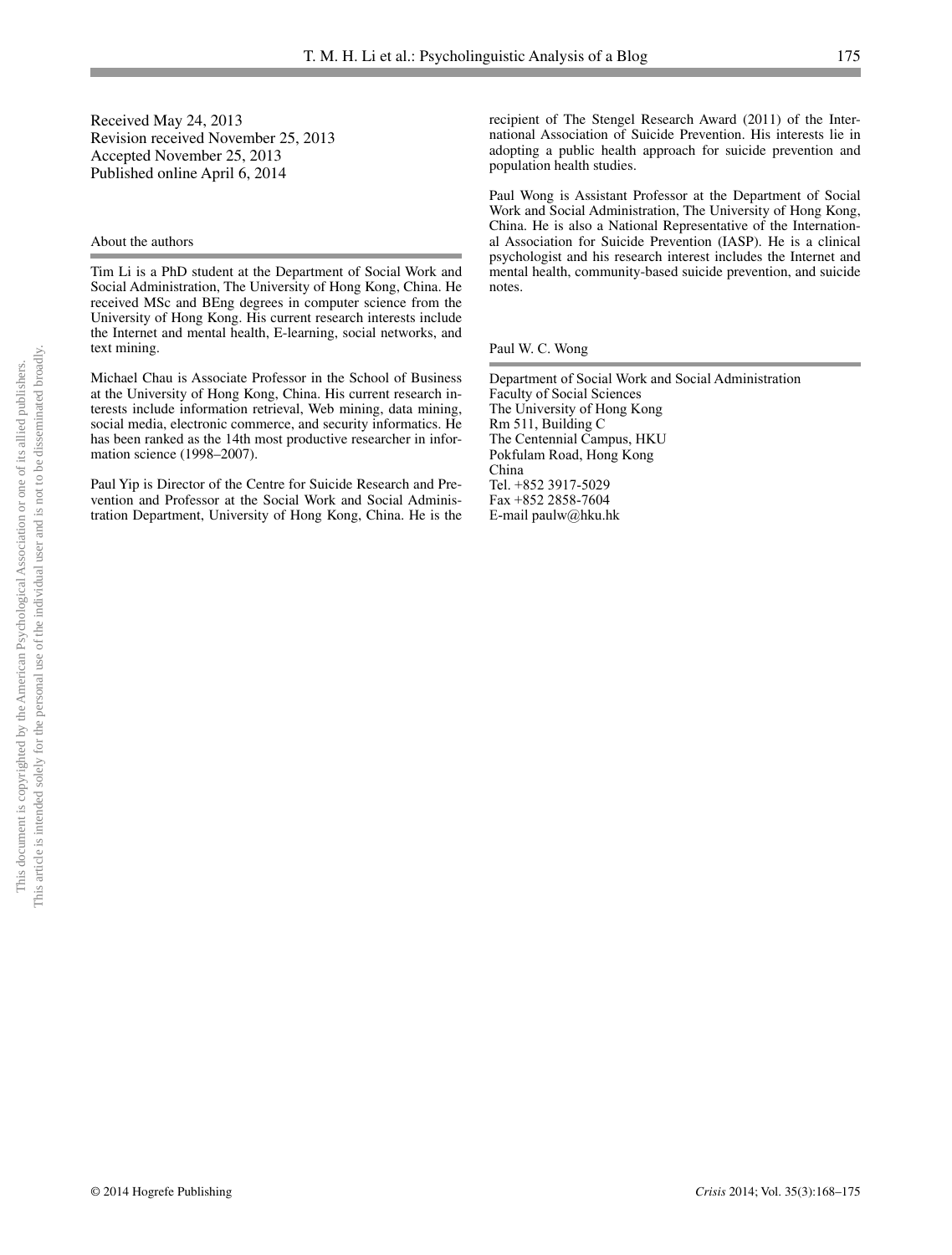Received May 24, 2013
Revision received November 25, 2013
Accepted November 25, 2013
Published online April 6, 2014

## About the authors

Tim Li is a PhD student at the Department of Social Work and Social Administration, The University of Hong Kong, China. He received MSc and BEng degrees in computer science from the University of Hong Kong. His current research interests include the Internet and mental health, E-learning, social networks, and text mining.

Michael Chau is Associate Professor in the School of Business at the University of Hong Kong, China. His current research interests include information retrieval, Web mining, data mining, social media, electronic commerce, and security informatics. He has been ranked as the 14th most productive researcher in information science (1998–2007).

Paul Yip is Director of the Centre for Suicide Research and Prevention and Professor at the Social Work and Social Administration Department, University of Hong Kong, China. He is the recipient of The Stengel Research Award (2011) of the International Association of Suicide Prevention. His interests lie in adopting a public health approach for suicide prevention and population health studies.

Paul Wong is Assistant Professor at the Department of Social Work and Social Administration, The University of Hong Kong, China. He is also a National Representative of the International Association for Suicide Prevention (IASP). He is a clinical psychologist and his research interest includes the Internet and mental health, community-based suicide prevention, and suicide notes.

## Paul W. C. Wong

Department of Social Work and Social Administration
Faculty of Social Sciences
The University of Hong Kong
Rm 511, Building C
The Centennial Campus, HKU
Pokfulam Road, Hong Kong
China
Tel. +852 3917-5029
Fax +852 2858-7604
E-mail paulw@hku.hk